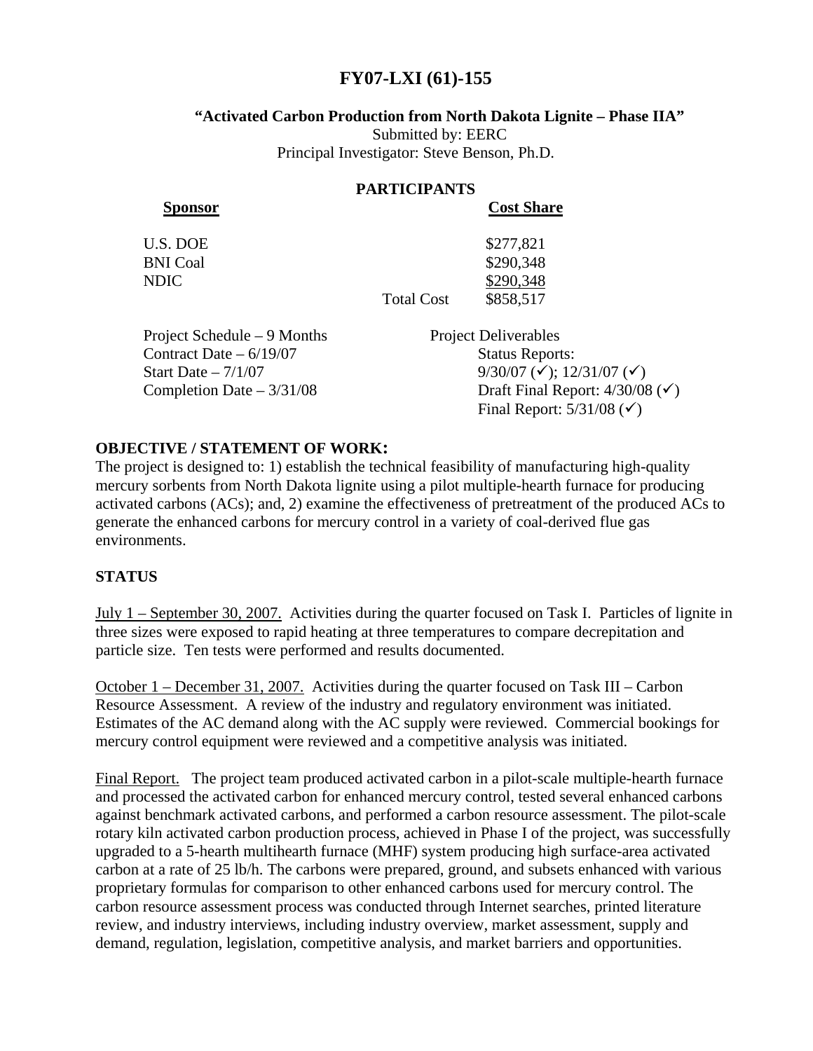# FY07-LXI (61)-155

### "Activated Carbon Production from North Dakota Lignite – Phase IIA"

Submitted by: EERC
Principal Investigator: Steve Benson, Ph.D.

## PARTICIPANTS

| Sponsor | | Cost Share |
|---|---|---|
| U.S. DOE | | \$277,821 |
| BNI Coal | | \$290,348 |
| NDIC | | \$290,348 |
| | Total Cost | \$858,517 |

Project Schedule – 9 Months
Contract Date – 6/19/07
Start Date – 7/1/07
Completion Date – 3/31/08

Project Deliverables
Status Reports:
9/30/07 (✓); 12/31/07 (✓)
Draft Final Report: 4/30/08 (✓)
Final Report: 5/31/08 (✓)

## OBJECTIVE / STATEMENT OF WORK:

The project is designed to: 1) establish the technical feasibility of manufacturing high-quality mercury sorbents from North Dakota lignite using a pilot multiple-hearth furnace for producing activated carbons (ACs); and, 2) examine the effectiveness of pretreatment of the produced ACs to generate the enhanced carbons for mercury control in a variety of coal-derived flue gas environments.

## STATUS

July 1 – September 30, 2007. Activities during the quarter focused on Task I. Particles of lignite in three sizes were exposed to rapid heating at three temperatures to compare decrepitation and particle size. Ten tests were performed and results documented.

October 1 – December 31, 2007. Activities during the quarter focused on Task III – Carbon Resource Assessment. A review of the industry and regulatory environment was initiated. Estimates of the AC demand along with the AC supply were reviewed. Commercial bookings for mercury control equipment were reviewed and a competitive analysis was initiated.

Final Report. The project team produced activated carbon in a pilot-scale multiple-hearth furnace and processed the activated carbon for enhanced mercury control, tested several enhanced carbons against benchmark activated carbons, and performed a carbon resource assessment. The pilot-scale rotary kiln activated carbon production process, achieved in Phase I of the project, was successfully upgraded to a 5-hearth multihearth furnace (MHF) system producing high surface-area activated carbon at a rate of 25 lb/h. The carbons were prepared, ground, and subsets enhanced with various proprietary formulas for comparison to other enhanced carbons used for mercury control. The carbon resource assessment process was conducted through Internet searches, printed literature review, and industry interviews, including industry overview, market assessment, supply and demand, regulation, legislation, competitive analysis, and market barriers and opportunities.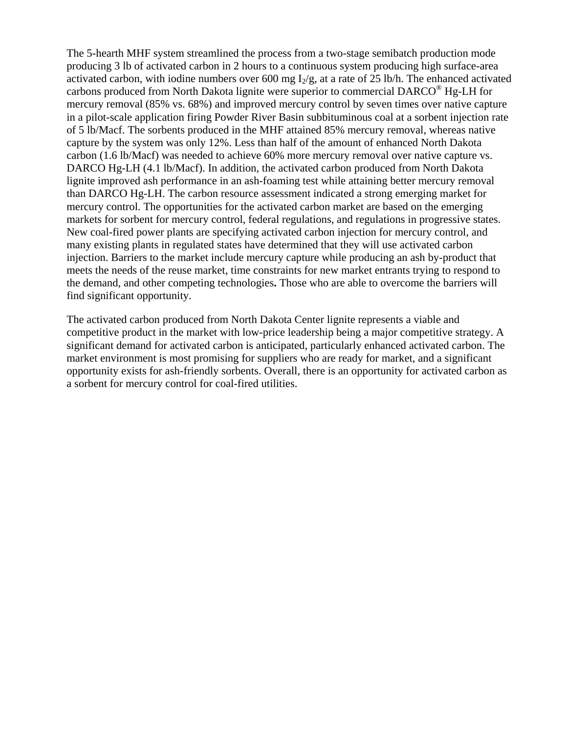The 5-hearth MHF system streamlined the process from a two-stage semibatch production mode producing 3 lb of activated carbon in 2 hours to a continuous system producing high surface-area activated carbon, with iodine numbers over 600 mg $I_2$/g, at a rate of 25 lb/h. The enhanced activated carbons produced from North Dakota lignite were superior to commercial DARCO® Hg-LH for mercury removal (85% vs. 68%) and improved mercury control by seven times over native capture in a pilot-scale application firing Powder River Basin subbituminous coal at a sorbent injection rate of 5 lb/Macf. The sorbents produced in the MHF attained 85% mercury removal, whereas native capture by the system was only 12%. Less than half of the amount of enhanced North Dakota carbon (1.6 lb/Macf) was needed to achieve 60% more mercury removal over native capture vs. DARCO Hg-LH (4.1 lb/Macf). In addition, the activated carbon produced from North Dakota lignite improved ash performance in an ash-foaming test while attaining better mercury removal than DARCO Hg-LH. The carbon resource assessment indicated a strong emerging market for mercury control. The opportunities for the activated carbon market are based on the emerging markets for sorbent for mercury control, federal regulations, and regulations in progressive states. New coal-fired power plants are specifying activated carbon injection for mercury control, and many existing plants in regulated states have determined that they will use activated carbon injection. Barriers to the market include mercury capture while producing an ash by-product that meets the needs of the reuse market, time constraints for new market entrants trying to respond to the demand, and other competing technologies**.** Those who are able to overcome the barriers will find significant opportunity.

The activated carbon produced from North Dakota Center lignite represents a viable and competitive product in the market with low-price leadership being a major competitive strategy. A significant demand for activated carbon is anticipated, particularly enhanced activated carbon. The market environment is most promising for suppliers who are ready for market, and a significant opportunity exists for ash-friendly sorbents. Overall, there is an opportunity for activated carbon as a sorbent for mercury control for coal-fired utilities.